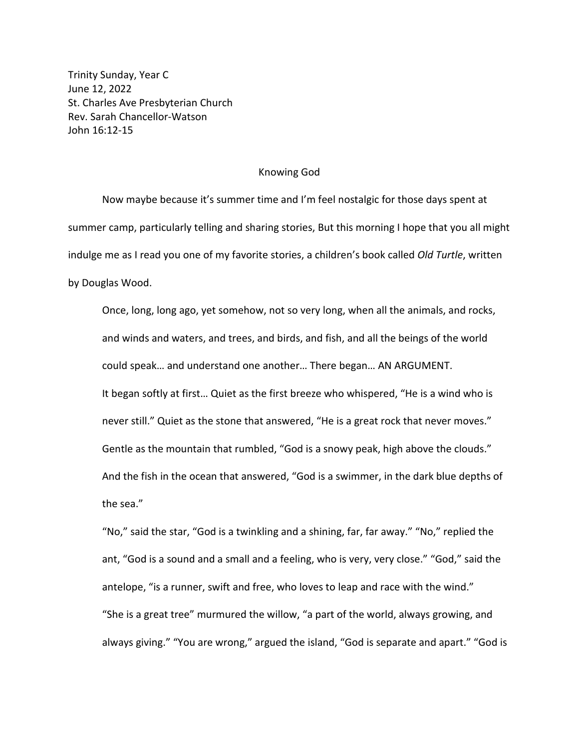Trinity Sunday, Year C
June 12, 2022
St. Charles Ave Presbyterian Church
Rev. Sarah Chancellor-Watson
John 16:12-15

## Knowing God

Now maybe because it's summer time and I'm feel nostalgic for those days spent at summer camp, particularly telling and sharing stories, But this morning I hope that you all might indulge me as I read you one of my favorite stories, a children's book called *Old Turtle*, written by Douglas Wood.

> Once, long, long ago, yet somehow, not so very long, when all the animals, and rocks, and winds and waters, and trees, and birds, and fish, and all the beings of the world could speak… and understand one another… There began… AN ARGUMENT.
>
> It began softly at first… Quiet as the first breeze who whispered, "He is a wind who is never still." Quiet as the stone that answered, "He is a great rock that never moves." Gentle as the mountain that rumbled, "God is a snowy peak, high above the clouds." And the fish in the ocean that answered, "God is a swimmer, in the dark blue depths of the sea."
>
> "No," said the star, "God is a twinkling and a shining, far, far away." "No," replied the ant, "God is a sound and a small and a feeling, who is very, very close." "God," said the antelope, "is a runner, swift and free, who loves to leap and race with the wind."
>
> "She is a great tree" murmured the willow, "a part of the world, always growing, and always giving." "You are wrong," argued the island, "God is separate and apart." "God is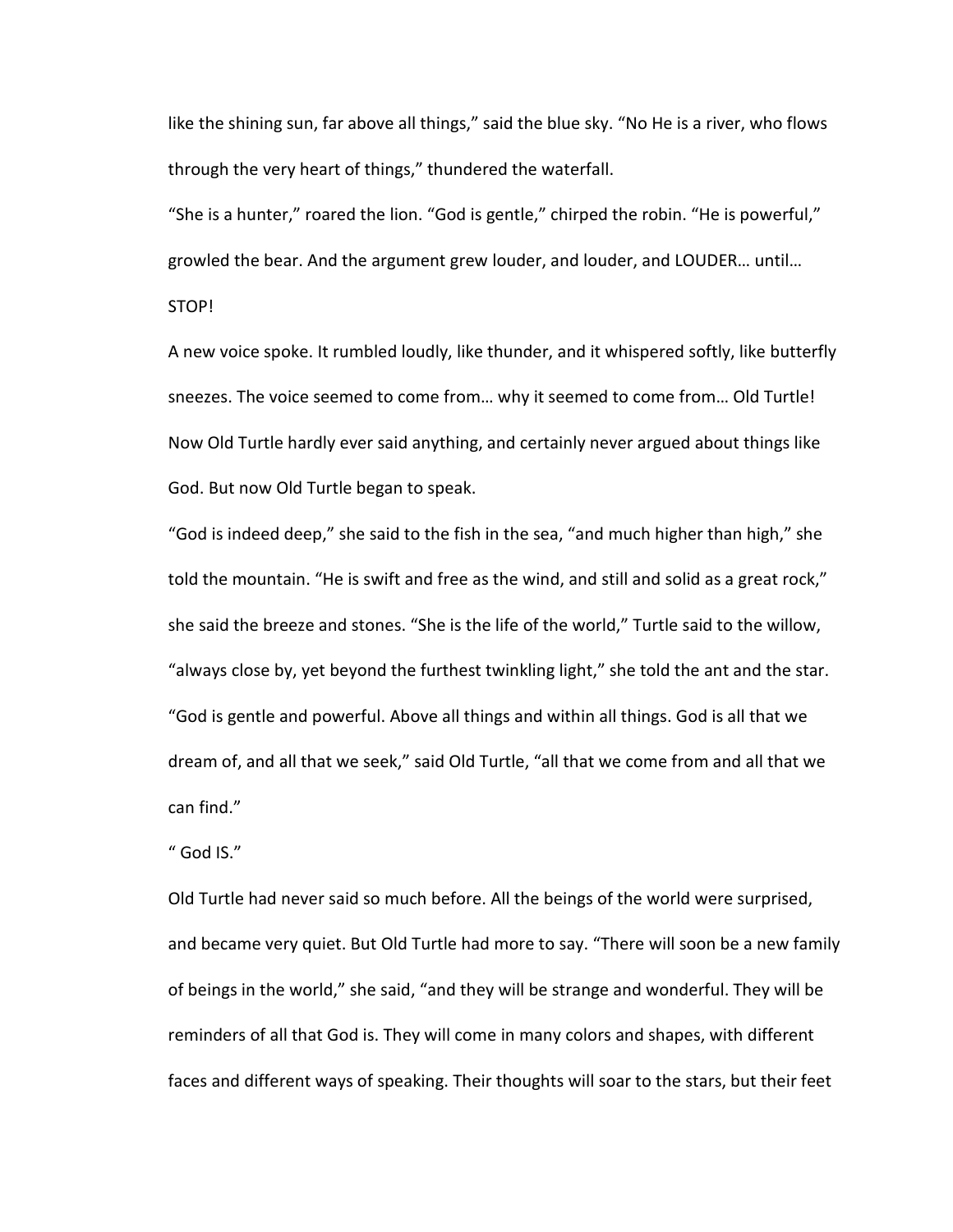like the shining sun, far above all things," said the blue sky. "No He is a river, who flows through the very heart of things," thundered the waterfall.

"She is a hunter," roared the lion. "God is gentle," chirped the robin. "He is powerful," growled the bear. And the argument grew louder, and louder, and LOUDER… until…

STOP!

A new voice spoke. It rumbled loudly, like thunder, and it whispered softly, like butterfly sneezes. The voice seemed to come from… why it seemed to come from… Old Turtle!

Now Old Turtle hardly ever said anything, and certainly never argued about things like God. But now Old Turtle began to speak.

"God is indeed deep," she said to the fish in the sea, "and much higher than high," she told the mountain. "He is swift and free as the wind, and still and solid as a great rock," she said the breeze and stones. "She is the life of the world," Turtle said to the willow, "always close by, yet beyond the furthest twinkling light," she told the ant and the star. "God is gentle and powerful. Above all things and within all things. God is all that we dream of, and all that we seek," said Old Turtle, "all that we come from and all that we can find."

" God IS."

Old Turtle had never said so much before. All the beings of the world were surprised, and became very quiet. But Old Turtle had more to say. "There will soon be a new family of beings in the world," she said, "and they will be strange and wonderful. They will be reminders of all that God is. They will come in many colors and shapes, with different faces and different ways of speaking. Their thoughts will soar to the stars, but their feet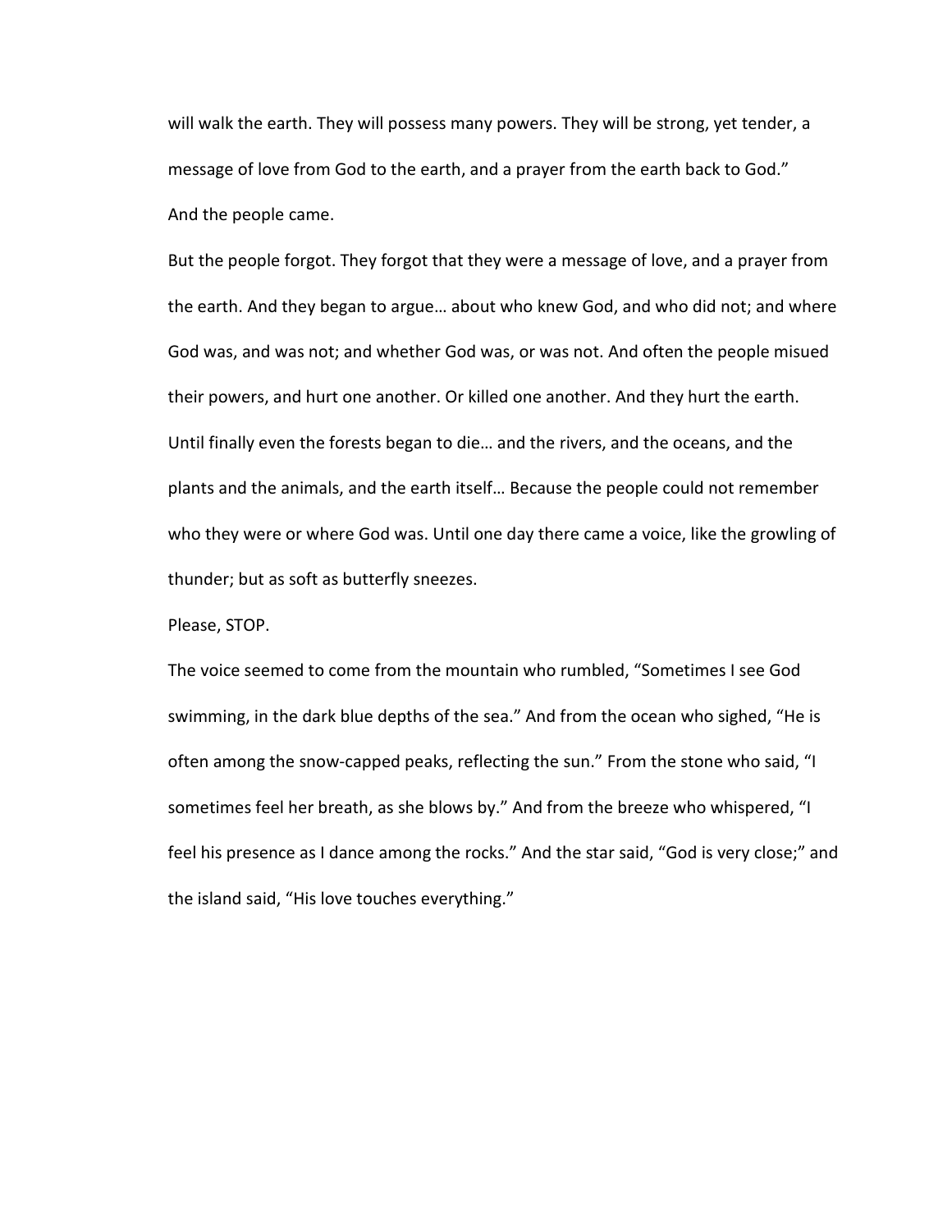will walk the earth. They will possess many powers. They will be strong, yet tender, a message of love from God to the earth, and a prayer from the earth back to God."

And the people came.

But the people forgot. They forgot that they were a message of love, and a prayer from the earth. And they began to argue… about who knew God, and who did not; and where God was, and was not; and whether God was, or was not. And often the people misued their powers, and hurt one another. Or killed one another. And they hurt the earth. Until finally even the forests began to die… and the rivers, and the oceans, and the plants and the animals, and the earth itself… Because the people could not remember who they were or where God was. Until one day there came a voice, like the growling of thunder; but as soft as butterfly sneezes.

Please, STOP.

The voice seemed to come from the mountain who rumbled, "Sometimes I see God swimming, in the dark blue depths of the sea." And from the ocean who sighed, "He is often among the snow-capped peaks, reflecting the sun." From the stone who said, "I sometimes feel her breath, as she blows by." And from the breeze who whispered, "I feel his presence as I dance among the rocks." And the star said, "God is very close;" and the island said, "His love touches everything."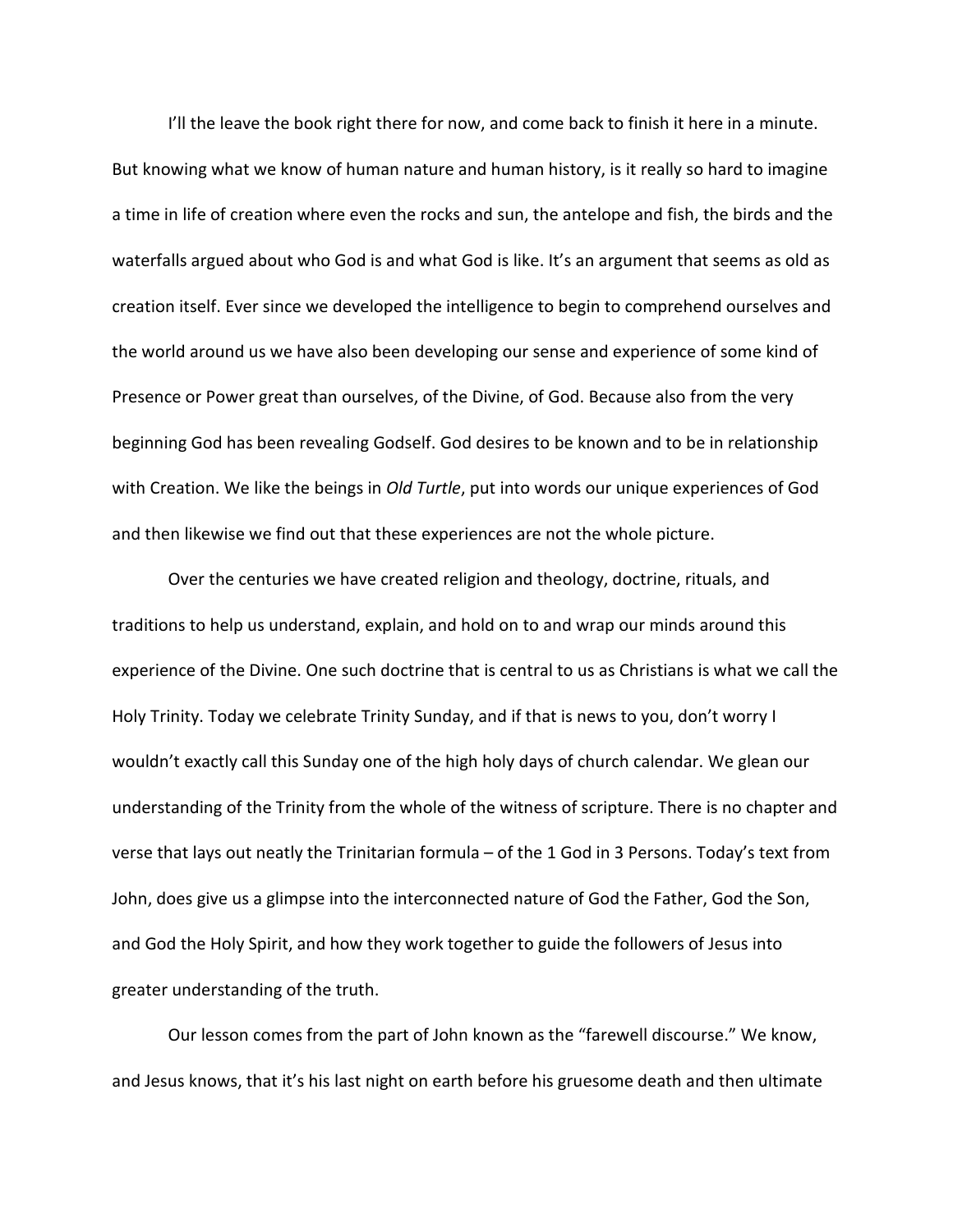I'll the leave the book right there for now, and come back to finish it here in a minute. But knowing what we know of human nature and human history, is it really so hard to imagine a time in life of creation where even the rocks and sun, the antelope and fish, the birds and the waterfalls argued about who God is and what God is like. It's an argument that seems as old as creation itself. Ever since we developed the intelligence to begin to comprehend ourselves and the world around us we have also been developing our sense and experience of some kind of Presence or Power great than ourselves, of the Divine, of God. Because also from the very beginning God has been revealing Godself. God desires to be known and to be in relationship with Creation. We like the beings in *Old Turtle*, put into words our unique experiences of God and then likewise we find out that these experiences are not the whole picture.

Over the centuries we have created religion and theology, doctrine, rituals, and traditions to help us understand, explain, and hold on to and wrap our minds around this experience of the Divine. One such doctrine that is central to us as Christians is what we call the Holy Trinity. Today we celebrate Trinity Sunday, and if that is news to you, don't worry I wouldn't exactly call this Sunday one of the high holy days of church calendar. We glean our understanding of the Trinity from the whole of the witness of scripture. There is no chapter and verse that lays out neatly the Trinitarian formula – of the 1 God in 3 Persons. Today's text from John, does give us a glimpse into the interconnected nature of God the Father, God the Son, and God the Holy Spirit, and how they work together to guide the followers of Jesus into greater understanding of the truth.

Our lesson comes from the part of John known as the "farewell discourse." We know, and Jesus knows, that it's his last night on earth before his gruesome death and then ultimate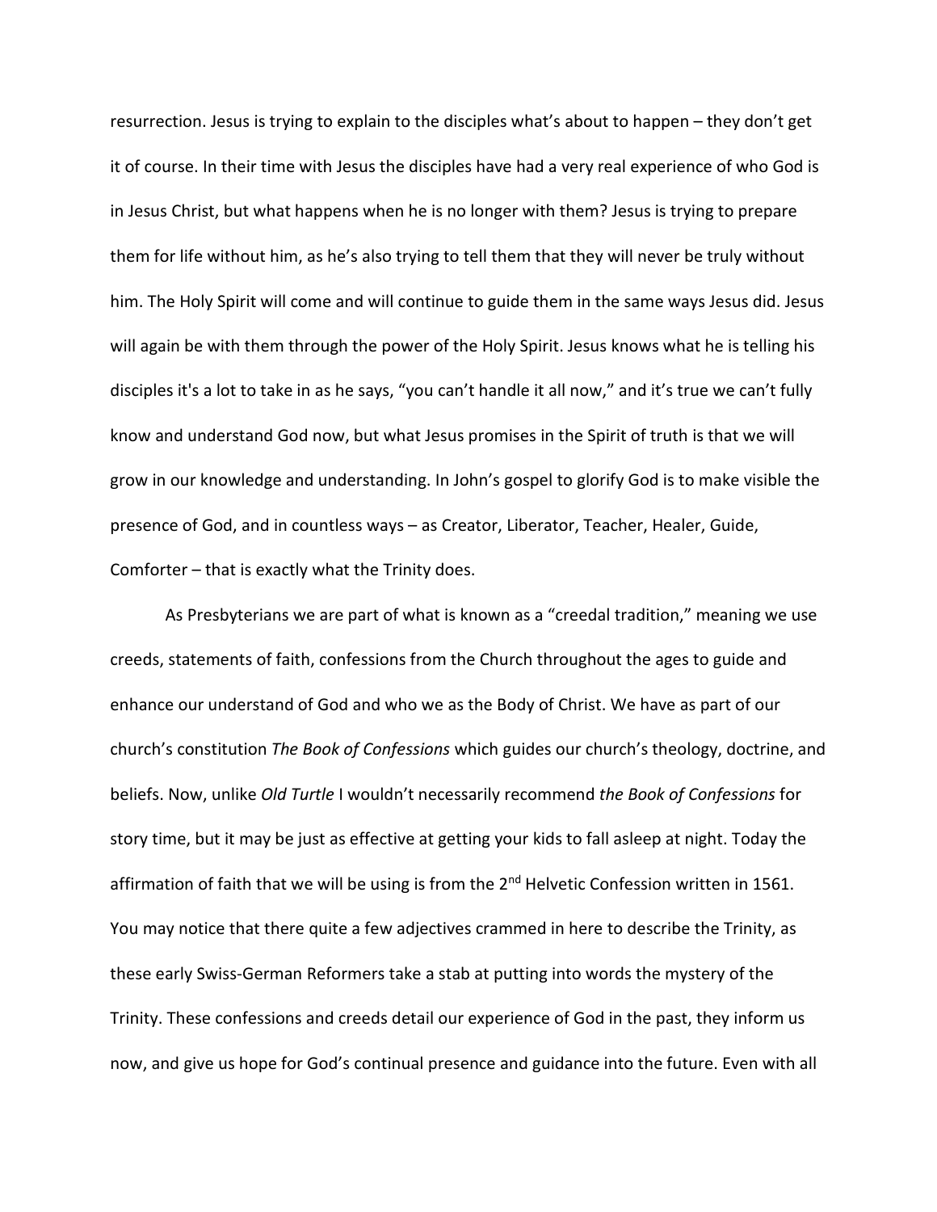resurrection. Jesus is trying to explain to the disciples what's about to happen – they don't get it of course. In their time with Jesus the disciples have had a very real experience of who God is in Jesus Christ, but what happens when he is no longer with them? Jesus is trying to prepare them for life without him, as he's also trying to tell them that they will never be truly without him. The Holy Spirit will come and will continue to guide them in the same ways Jesus did. Jesus will again be with them through the power of the Holy Spirit. Jesus knows what he is telling his disciples it's a lot to take in as he says, "you can't handle it all now," and it's true we can't fully know and understand God now, but what Jesus promises in the Spirit of truth is that we will grow in our knowledge and understanding. In John's gospel to glorify God is to make visible the presence of God, and in countless ways – as Creator, Liberator, Teacher, Healer, Guide, Comforter – that is exactly what the Trinity does.

As Presbyterians we are part of what is known as a "creedal tradition," meaning we use creeds, statements of faith, confessions from the Church throughout the ages to guide and enhance our understand of God and who we as the Body of Christ. We have as part of our church's constitution *The Book of Confessions* which guides our church's theology, doctrine, and beliefs. Now, unlike *Old Turtle* I wouldn't necessarily recommend *the Book of Confessions* for story time, but it may be just as effective at getting your kids to fall asleep at night. Today the affirmation of faith that we will be using is from the 2nd Helvetic Confession written in 1561. You may notice that there quite a few adjectives crammed in here to describe the Trinity, as these early Swiss-German Reformers take a stab at putting into words the mystery of the Trinity. These confessions and creeds detail our experience of God in the past, they inform us now, and give us hope for God's continual presence and guidance into the future. Even with all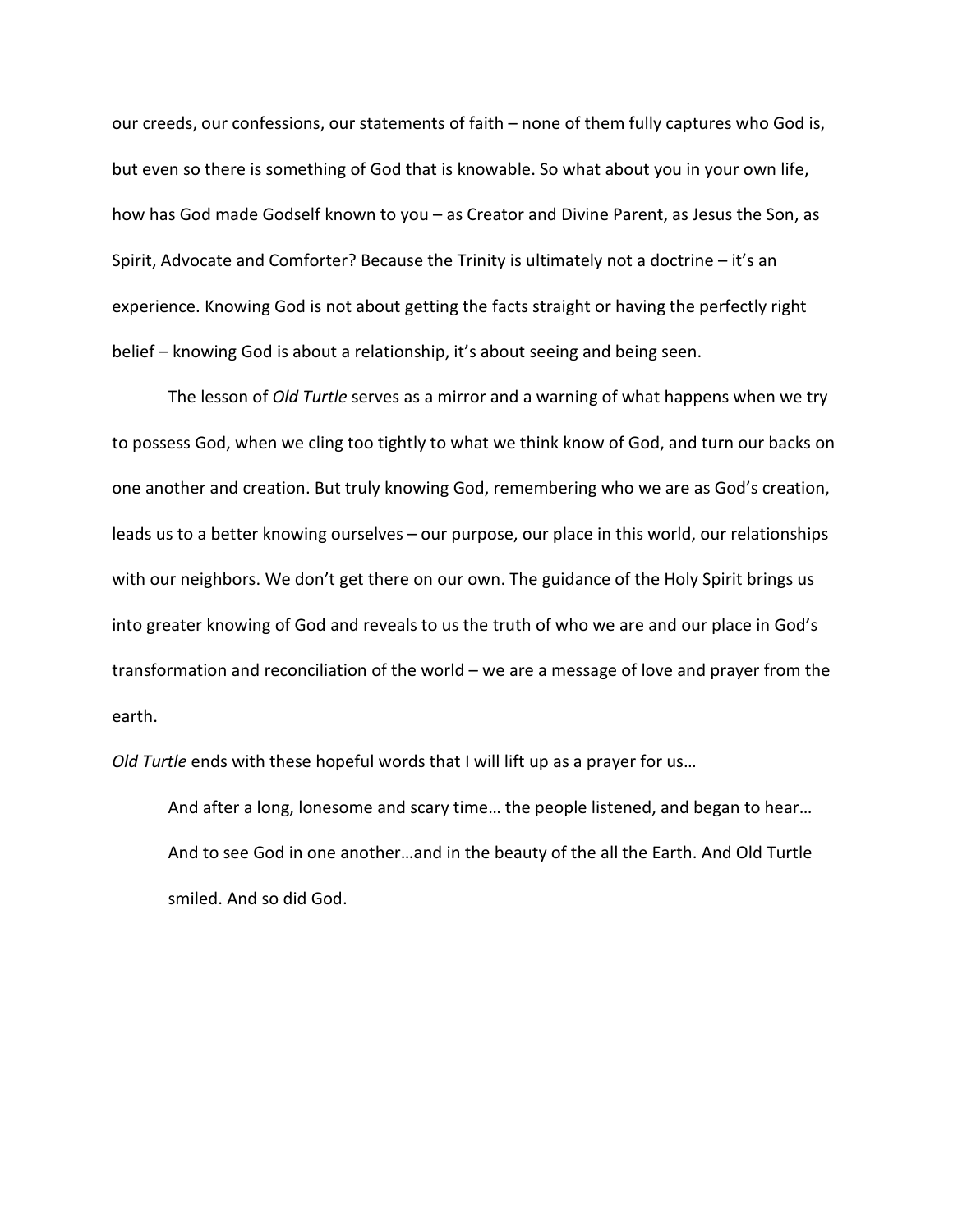our creeds, our confessions, our statements of faith – none of them fully captures who God is, but even so there is something of God that is knowable. So what about you in your own life, how has God made Godself known to you – as Creator and Divine Parent, as Jesus the Son, as Spirit, Advocate and Comforter? Because the Trinity is ultimately not a doctrine – it's an experience. Knowing God is not about getting the facts straight or having the perfectly right belief – knowing God is about a relationship, it's about seeing and being seen.

The lesson of *Old Turtle* serves as a mirror and a warning of what happens when we try to possess God, when we cling too tightly to what we think know of God, and turn our backs on one another and creation. But truly knowing God, remembering who we are as God's creation, leads us to a better knowing ourselves – our purpose, our place in this world, our relationships with our neighbors. We don't get there on our own. The guidance of the Holy Spirit brings us into greater knowing of God and reveals to us the truth of who we are and our place in God's transformation and reconciliation of the world – we are a message of love and prayer from the earth.

*Old Turtle* ends with these hopeful words that I will lift up as a prayer for us…

> And after a long, lonesome and scary time… the people listened, and began to hear… And to see God in one another…and in the beauty of the all the Earth. And Old Turtle smiled. And so did God.